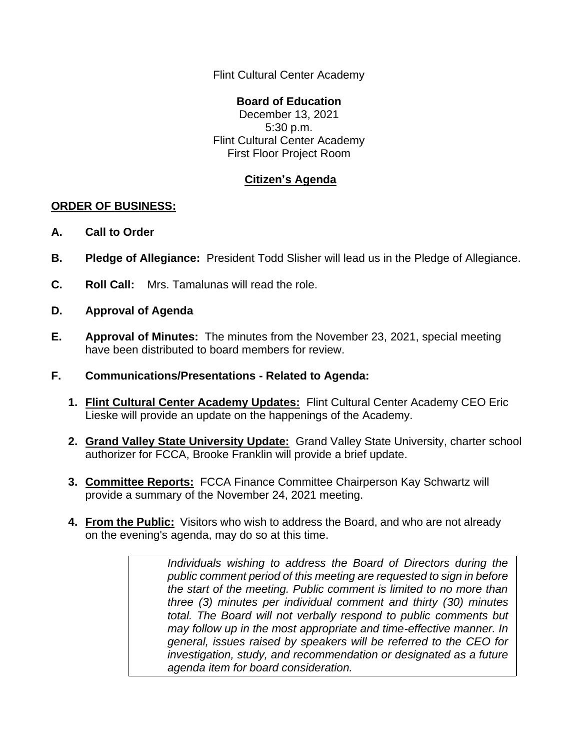Flint Cultural Center Academy

**Board of Education**
December 13, 2021
5:30 p.m.
Flint Cultural Center Academy
First Floor Project Room

**Citizen's Agenda**

**ORDER OF BUSINESS:**

**A. Call to Order**

**B. Pledge of Allegiance:** President Todd Slisher will lead us in the Pledge of Allegiance.

**C. Roll Call:** Mrs. Tamalunas will read the role.

**D. Approval of Agenda**

**E. Approval of Minutes:** The minutes from the November 23, 2021, special meeting have been distributed to board members for review.

**F. Communications/Presentations - Related to Agenda:**

1. **Flint Cultural Center Academy Updates:** Flint Cultural Center Academy CEO Eric Lieske will provide an update on the happenings of the Academy.

2. **Grand Valley State University Update:** Grand Valley State University, charter school authorizer for FCCA, Brooke Franklin will provide a brief update.

3. **Committee Reports:** FCCA Finance Committee Chairperson Kay Schwartz will provide a summary of the November 24, 2021 meeting.

4. **From the Public:** Visitors who wish to address the Board, and who are not already on the evening's agenda, may do so at this time.

> *Individuals wishing to address the Board of Directors during the public comment period of this meeting are requested to sign in before the start of the meeting. Public comment is limited to no more than three (3) minutes per individual comment and thirty (30) minutes total. The Board will not verbally respond to public comments but may follow up in the most appropriate and time-effective manner. In general, issues raised by speakers will be referred to the CEO for investigation, study, and recommendation or designated as a future agenda item for board consideration.*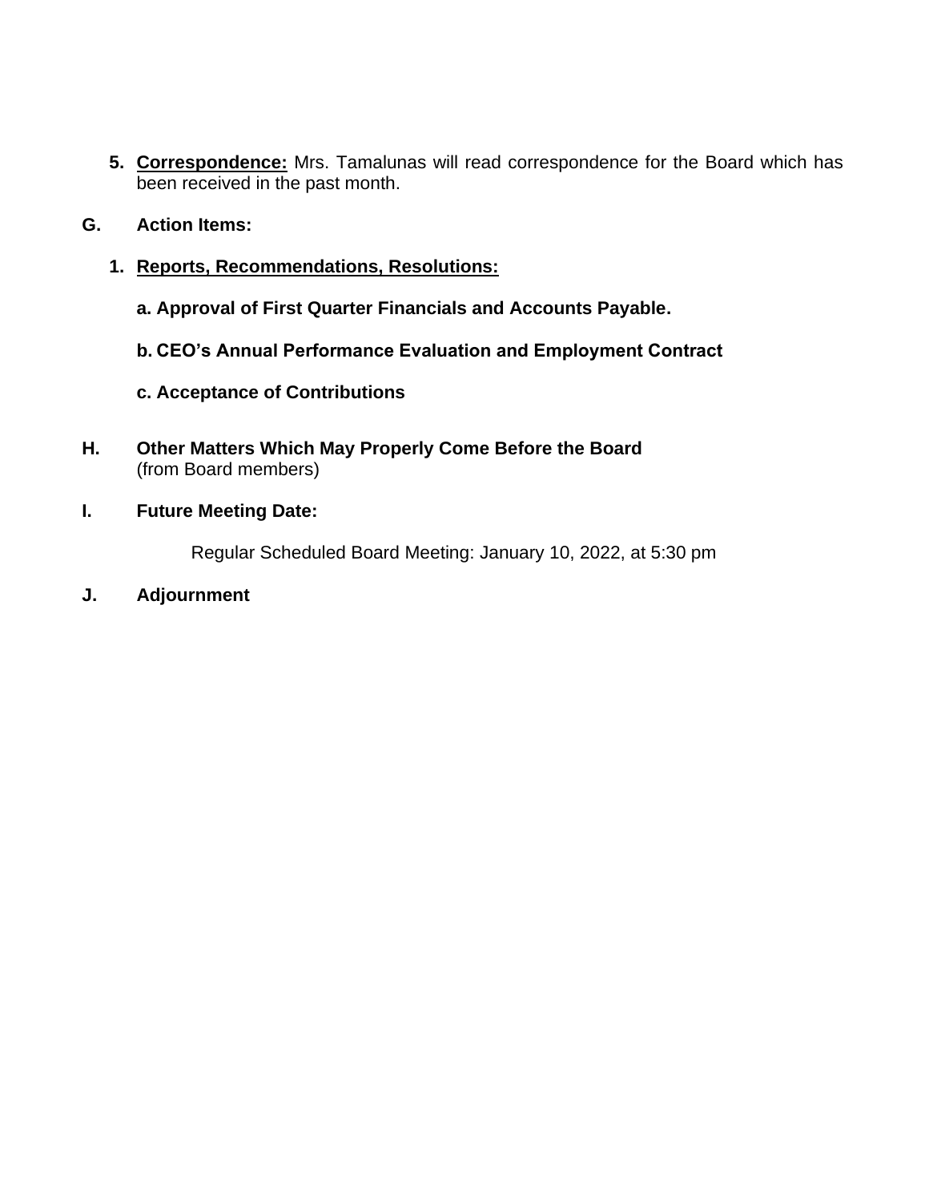5. **<u>Correspondence:</u>** Mrs. Tamalunas will read correspondence for the Board which has been received in the past month.

**G. Action Items:**

1. **<u>Reports, Recommendations, Resolutions:</u>**

   **a. Approval of First Quarter Financials and Accounts Payable.**

   **b. CEO's Annual Performance Evaluation and Employment Contract**

   **c. Acceptance of Contributions**

**H. Other Matters Which May Properly Come Before the Board**
(from Board members)

**I. Future Meeting Date:**

Regular Scheduled Board Meeting: January 10, 2022, at 5:30 pm

**J. Adjournment**